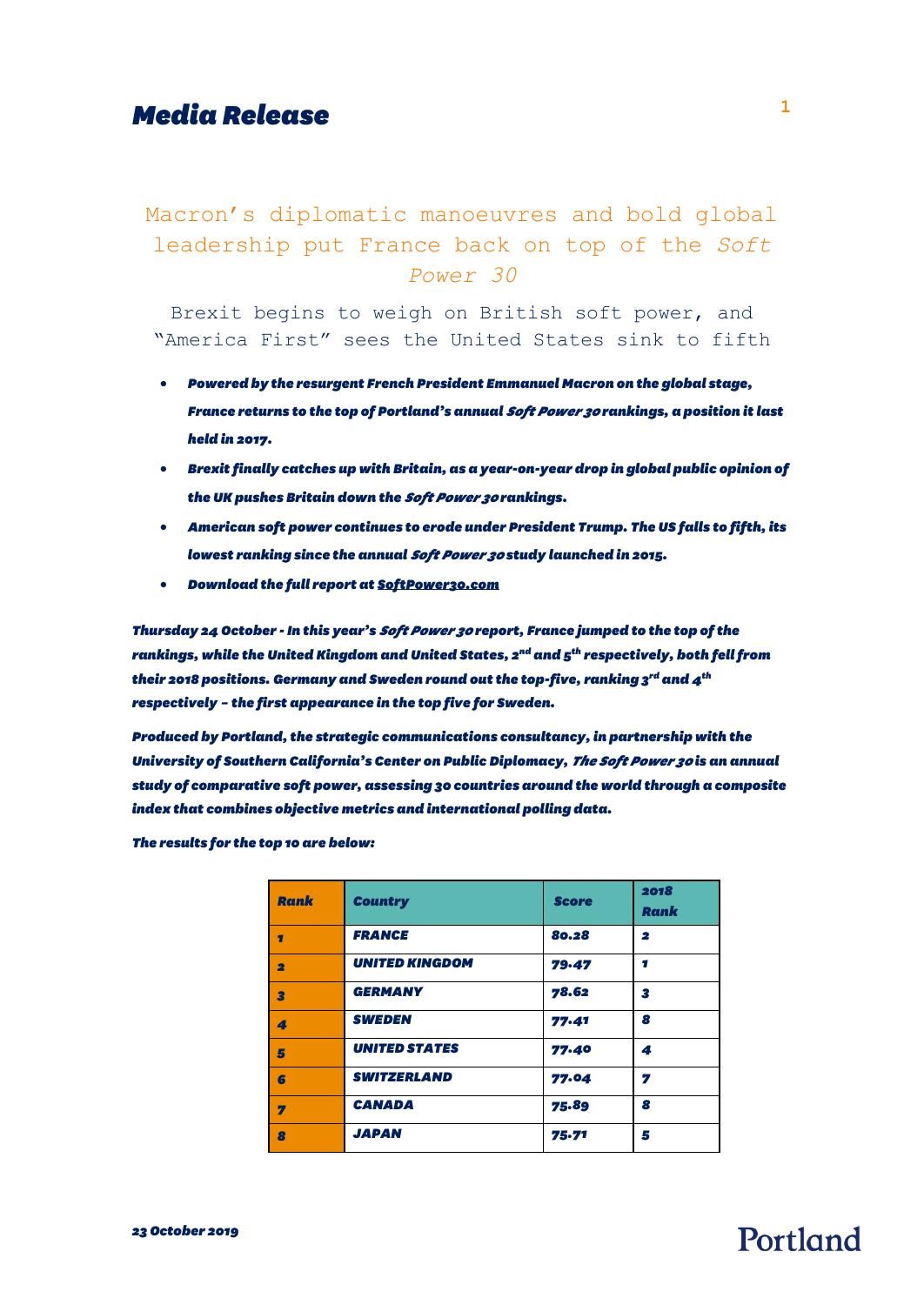# Media Release

## Macron's diplomatic manoeuvres and bold global leadership put France back on top of the *Soft Power 30*

### Brexit begins to weigh on British soft power, and "America First" sees the United States sink to fifth

- ***Powered by the resurgent French President Emmanuel Macron on the global stage, France returns to the top of Portland's annual Soft Power 30 rankings, a position it last held in 2017.***
- ***Brexit finally catches up with Britain, as a year-on-year drop in global public opinion of the UK pushes Britain down the Soft Power 30 rankings.***
- ***American soft power continues to erode under President Trump. The US falls to fifth, its lowest ranking since the annual Soft Power 30 study launched in 2015.***
- ***Download the full report at SoftPower30.com***

***Thursday 24 October - In this year's Soft Power 30 report, France jumped to the top of the rankings, while the United Kingdom and United States, 2nd and 5th respectively, both fell from their 2018 positions. Germany and Sweden round out the top-five, ranking 3rd and 4th respectively – the first appearance in the top five for Sweden.***

***Produced by Portland, the strategic communications consultancy, in partnership with the University of Southern California's Center on Public Diplomacy, The Soft Power 30 is an annual study of comparative soft power, assessing 30 countries around the world through a composite index that combines objective metrics and international polling data.***

***The results for the top 10 are below:***

| Rank | Country | Score | 2018 Rank |
|---|---|---|---|
| 1 | FRANCE | 80.28 | 2 |
| 2 | UNITED KINGDOM | 79.47 | 1 |
| 3 | GERMANY | 78.62 | 3 |
| 4 | SWEDEN | 77.41 | 8 |
| 5 | UNITED STATES | 77.40 | 4 |
| 6 | SWITZERLAND | 77.04 | 7 |
| 7 | CANADA | 75.89 | 8 |
| 8 | JAPAN | 75.71 | 5 |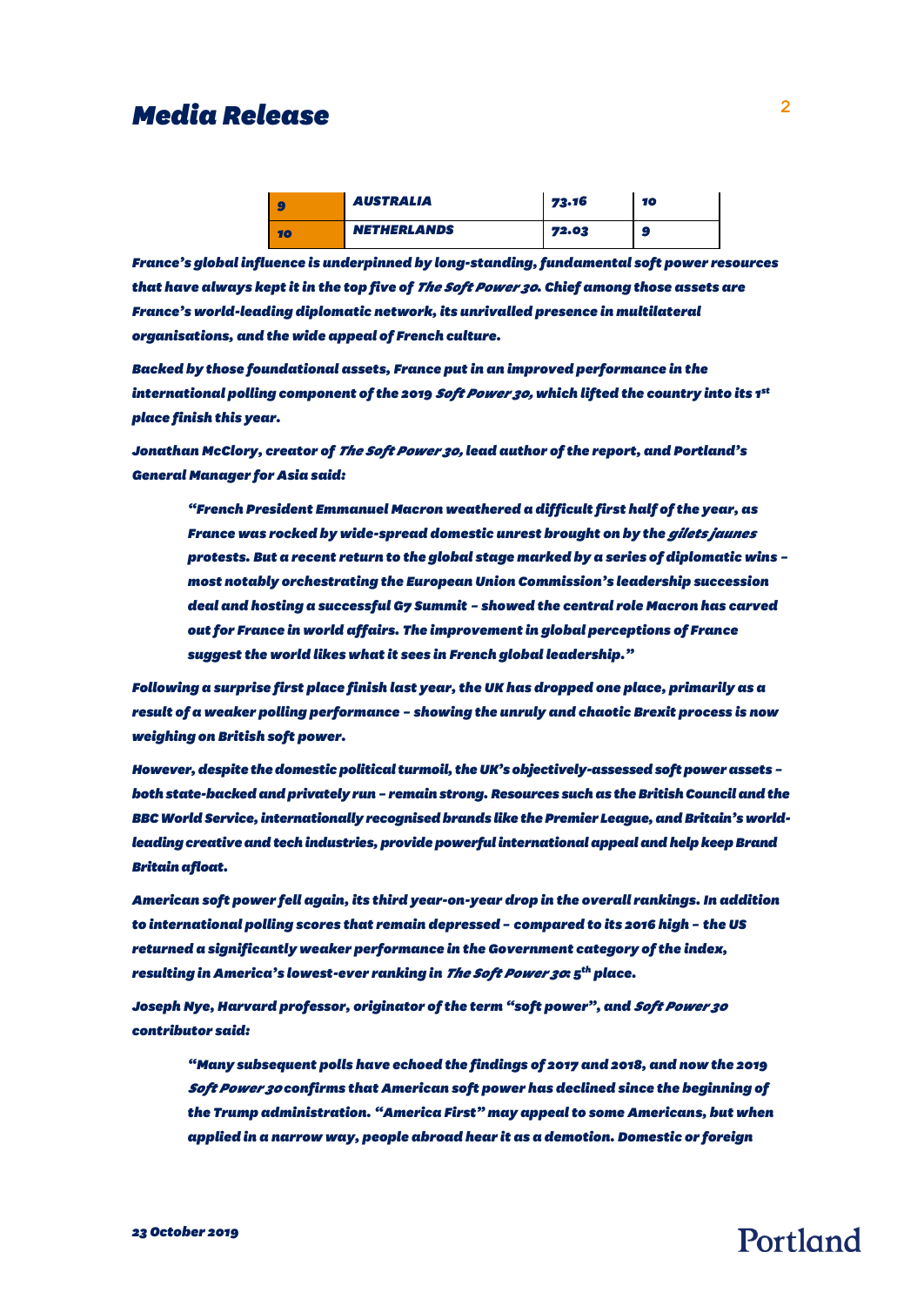| 9 | AUSTRALIA | 73.16 | 10 |
|---|---|---|---|
| 10 | NETHERLANDS | 72.03 | 9 |

***France's global influence is underpinned by long-standing, fundamental soft power resources that have always kept it in the top five of The Soft Power 30. Chief among those assets are France's world-leading diplomatic network, its unrivalled presence in multilateral organisations, and the wide appeal of French culture.***

***Backed by those foundational assets, France put in an improved performance in the international polling component of the 2019 Soft Power 30, which lifted the country into its 1st place finish this year.***

***Jonathan McClory, creator of The Soft Power 30, lead author of the report, and Portland's General Manager for Asia said:***

> ***"French President Emmanuel Macron weathered a difficult first half of the year, as France was rocked by wide-spread domestic unrest brought on by the gilets jaunes protests. But a recent return to the global stage marked by a series of diplomatic wins – most notably orchestrating the European Union Commission's leadership succession deal and hosting a successful G7 Summit – showed the central role Macron has carved out for France in world affairs. The improvement in global perceptions of France suggest the world likes what it sees in French global leadership."***

***Following a surprise first place finish last year, the UK has dropped one place, primarily as a result of a weaker polling performance – showing the unruly and chaotic Brexit process is now weighing on British soft power.***

***However, despite the domestic political turmoil, the UK's objectively-assessed soft power assets – both state-backed and privately run – remain strong. Resources such as the British Council and the BBC World Service, internationally recognised brands like the Premier League, and Britain's world-leading creative and tech industries, provide powerful international appeal and help keep Brand Britain afloat.***

***American soft power fell again, its third year-on-year drop in the overall rankings. In addition to international polling scores that remain depressed – compared to its 2016 high – the US returned a significantly weaker performance in the Government category of the index, resulting in America's lowest-ever ranking in The Soft Power 30: 5th place.***

***Joseph Nye, Harvard professor, originator of the term "soft power", and Soft Power 30 contributor said:***

> ***"Many subsequent polls have echoed the findings of 2017 and 2018, and now the 2019 Soft Power 30 confirms that American soft power has declined since the beginning of the Trump administration. "America First" may appeal to some Americans, but when applied in a narrow way, people abroad hear it as a demotion. Domestic or foreign***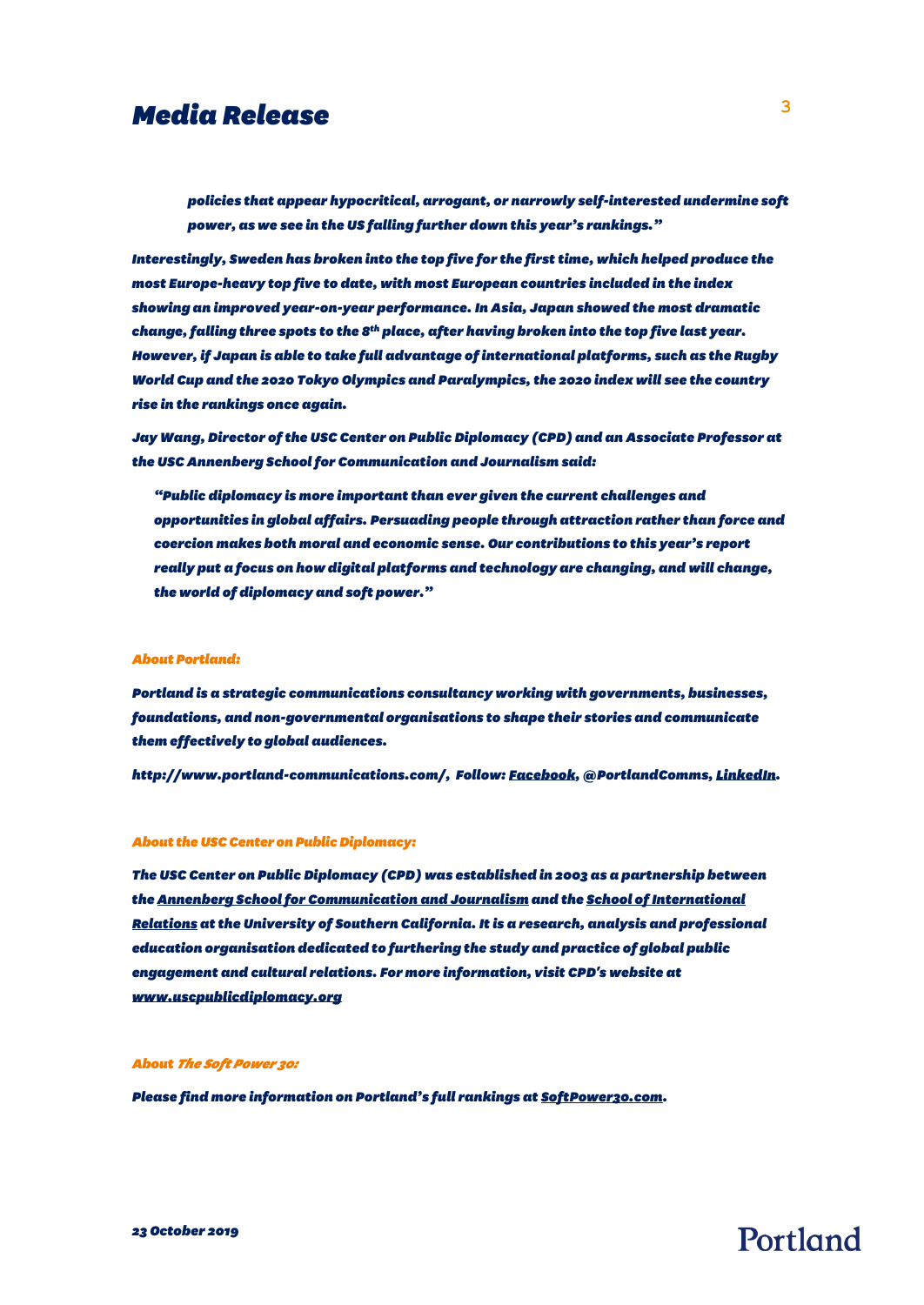*policies that appear hypocritical, arrogant, or narrowly self-interested undermine soft power, as we see in the US falling further down this year's rankings."*

*Interestingly, Sweden has broken into the top five for the first time, which helped produce the most Europe-heavy top five to date, with most European countries included in the index showing an improved year-on-year performance. In Asia, Japan showed the most dramatic change, falling three spots to the 8th place, after having broken into the top five last year. However, if Japan is able to take full advantage of international platforms, such as the Rugby World Cup and the 2020 Tokyo Olympics and Paralympics, the 2020 index will see the country rise in the rankings once again.*

*Jay Wang, Director of the USC Center on Public Diplomacy (CPD) and an Associate Professor at the USC Annenberg School for Communication and Journalism said:*

*"Public diplomacy is more important than ever given the current challenges and opportunities in global affairs. Persuading people through attraction rather than force and coercion makes both moral and economic sense. Our contributions to this year's report really put a focus on how digital platforms and technology are changing, and will change, the world of diplomacy and soft power."*

***About Portland:***

*Portland is a strategic communications consultancy working with governments, businesses, foundations, and non-governmental organisations to shape their stories and communicate them effectively to global audiences.*

*http://www.portland-communications.com/, Follow: Facebook, @PortlandComms, LinkedIn.*

***About the USC Center on Public Diplomacy:***

*The USC Center on Public Diplomacy (CPD) was established in 2003 as a partnership between the Annenberg School for Communication and Journalism and the School of International Relations at the University of Southern California. It is a research, analysis and professional education organisation dedicated to furthering the study and practice of global public engagement and cultural relations. For more information, visit CPD's website at www.uscpublicdiplomacy.org*

***About The Soft Power 30:***

*Please find more information on Portland's full rankings at SoftPower30.com.*

*23 October 2019*